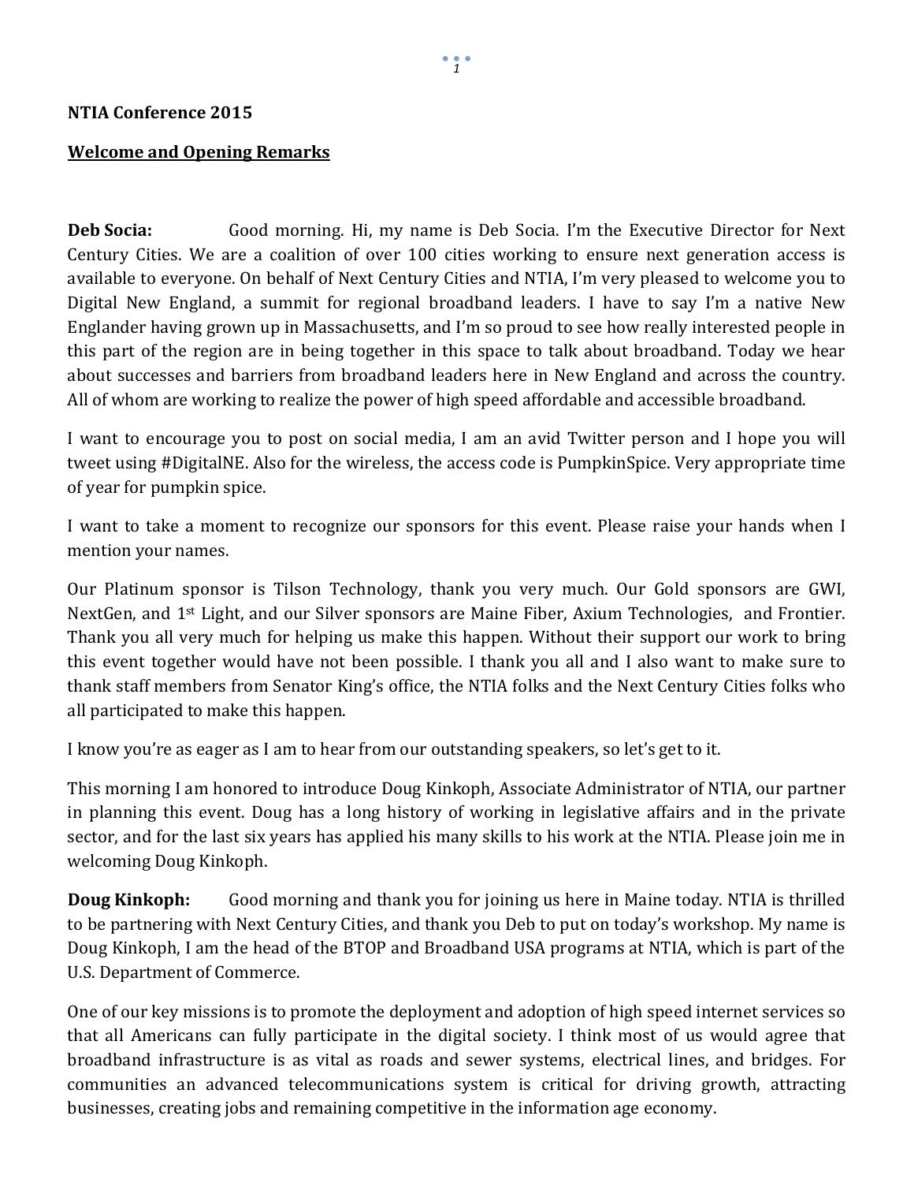**NTIA Conference 2015**

**Welcome and Opening Remarks**

**Deb Socia:** Good morning. Hi, my name is Deb Socia. I'm the Executive Director for Next Century Cities. We are a coalition of over 100 cities working to ensure next generation access is available to everyone. On behalf of Next Century Cities and NTIA, I'm very pleased to welcome you to Digital New England, a summit for regional broadband leaders. I have to say I'm a native New Englander having grown up in Massachusetts, and I'm so proud to see how really interested people in this part of the region are in being together in this space to talk about broadband. Today we hear about successes and barriers from broadband leaders here in New England and across the country. All of whom are working to realize the power of high speed affordable and accessible broadband.

I want to encourage you to post on social media, I am an avid Twitter person and I hope you will tweet using #DigitalNE. Also for the wireless, the access code is PumpkinSpice. Very appropriate time of year for pumpkin spice.

I want to take a moment to recognize our sponsors for this event. Please raise your hands when I mention your names.

Our Platinum sponsor is Tilson Technology, thank you very much. Our Gold sponsors are GWI, NextGen, and 1st Light, and our Silver sponsors are Maine Fiber, Axium Technologies, and Frontier. Thank you all very much for helping us make this happen. Without their support our work to bring this event together would have not been possible. I thank you all and I also want to make sure to thank staff members from Senator King's office, the NTIA folks and the Next Century Cities folks who all participated to make this happen.

I know you're as eager as I am to hear from our outstanding speakers, so let's get to it.

This morning I am honored to introduce Doug Kinkoph, Associate Administrator of NTIA, our partner in planning this event. Doug has a long history of working in legislative affairs and in the private sector, and for the last six years has applied his many skills to his work at the NTIA. Please join me in welcoming Doug Kinkoph.

**Doug Kinkoph:** Good morning and thank you for joining us here in Maine today. NTIA is thrilled to be partnering with Next Century Cities, and thank you Deb to put on today's workshop. My name is Doug Kinkoph, I am the head of the BTOP and Broadband USA programs at NTIA, which is part of the U.S. Department of Commerce.

One of our key missions is to promote the deployment and adoption of high speed internet services so that all Americans can fully participate in the digital society. I think most of us would agree that broadband infrastructure is as vital as roads and sewer systems, electrical lines, and bridges. For communities an advanced telecommunications system is critical for driving growth, attracting businesses, creating jobs and remaining competitive in the information age economy.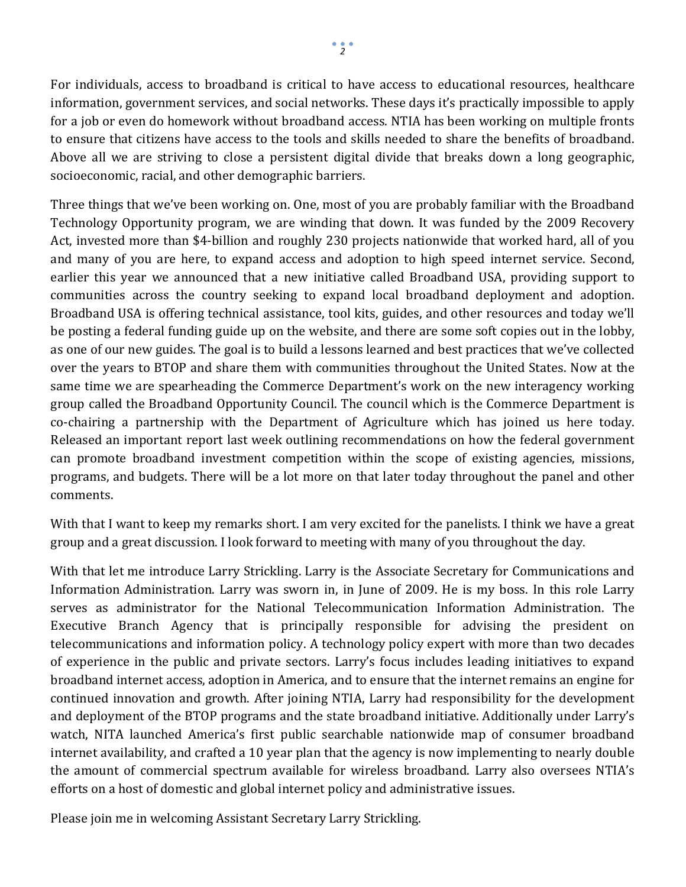For individuals, access to broadband is critical to have access to educational resources, healthcare information, government services, and social networks. These days it's practically impossible to apply for a job or even do homework without broadband access. NTIA has been working on multiple fronts to ensure that citizens have access to the tools and skills needed to share the benefits of broadband. Above all we are striving to close a persistent digital divide that breaks down a long geographic, socioeconomic, racial, and other demographic barriers.

Three things that we've been working on. One, most of you are probably familiar with the Broadband Technology Opportunity program, we are winding that down. It was funded by the 2009 Recovery Act, invested more than $4-billion and roughly 230 projects nationwide that worked hard, all of you and many of you are here, to expand access and adoption to high speed internet service. Second, earlier this year we announced that a new initiative called Broadband USA, providing support to communities across the country seeking to expand local broadband deployment and adoption. Broadband USA is offering technical assistance, tool kits, guides, and other resources and today we'll be posting a federal funding guide up on the website, and there are some soft copies out in the lobby, as one of our new guides. The goal is to build a lessons learned and best practices that we've collected over the years to BTOP and share them with communities throughout the United States. Now at the same time we are spearheading the Commerce Department's work on the new interagency working group called the Broadband Opportunity Council. The council which is the Commerce Department is co-chairing a partnership with the Department of Agriculture which has joined us here today. Released an important report last week outlining recommendations on how the federal government can promote broadband investment competition within the scope of existing agencies, missions, programs, and budgets. There will be a lot more on that later today throughout the panel and other comments.

With that I want to keep my remarks short. I am very excited for the panelists. I think we have a great group and a great discussion. I look forward to meeting with many of you throughout the day.

With that let me introduce Larry Strickling. Larry is the Associate Secretary for Communications and Information Administration. Larry was sworn in, in June of 2009. He is my boss. In this role Larry serves as administrator for the National Telecommunication Information Administration. The Executive Branch Agency that is principally responsible for advising the president on telecommunications and information policy. A technology policy expert with more than two decades of experience in the public and private sectors. Larry's focus includes leading initiatives to expand broadband internet access, adoption in America, and to ensure that the internet remains an engine for continued innovation and growth. After joining NTIA, Larry had responsibility for the development and deployment of the BTOP programs and the state broadband initiative. Additionally under Larry's watch, NITA launched America's first public searchable nationwide map of consumer broadband internet availability, and crafted a 10 year plan that the agency is now implementing to nearly double the amount of commercial spectrum available for wireless broadband. Larry also oversees NTIA's efforts on a host of domestic and global internet policy and administrative issues.

Please join me in welcoming Assistant Secretary Larry Strickling.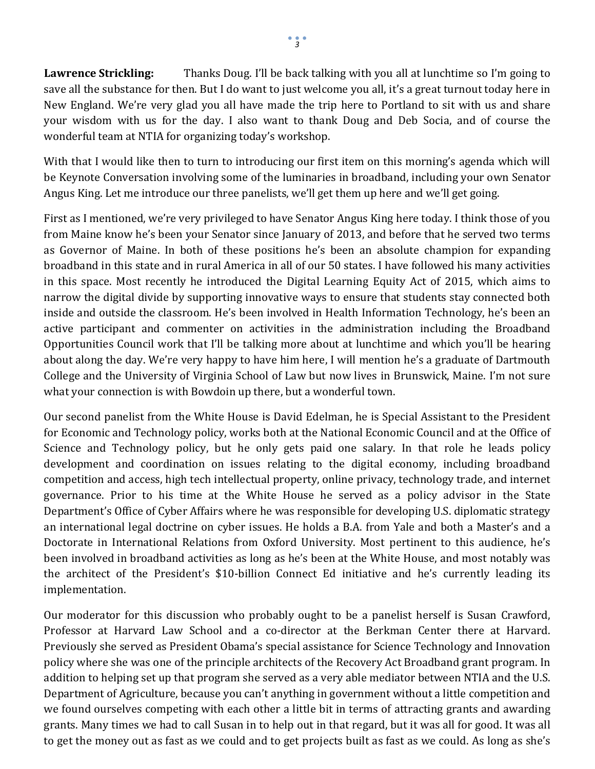**Lawrence Strickling:** Thanks Doug. I'll be back talking with you all at lunchtime so I'm going to save all the substance for then. But I do want to just welcome you all, it's a great turnout today here in New England. We're very glad you all have made the trip here to Portland to sit with us and share your wisdom with us for the day. I also want to thank Doug and Deb Socia, and of course the wonderful team at NTIA for organizing today's workshop.

With that I would like then to turn to introducing our first item on this morning's agenda which will be Keynote Conversation involving some of the luminaries in broadband, including your own Senator Angus King. Let me introduce our three panelists, we'll get them up here and we'll get going.

First as I mentioned, we're very privileged to have Senator Angus King here today. I think those of you from Maine know he's been your Senator since January of 2013, and before that he served two terms as Governor of Maine. In both of these positions he's been an absolute champion for expanding broadband in this state and in rural America in all of our 50 states. I have followed his many activities in this space. Most recently he introduced the Digital Learning Equity Act of 2015, which aims to narrow the digital divide by supporting innovative ways to ensure that students stay connected both inside and outside the classroom. He's been involved in Health Information Technology, he's been an active participant and commenter on activities in the administration including the Broadband Opportunities Council work that I'll be talking more about at lunchtime and which you'll be hearing about along the day. We're very happy to have him here, I will mention he's a graduate of Dartmouth College and the University of Virginia School of Law but now lives in Brunswick, Maine. I'm not sure what your connection is with Bowdoin up there, but a wonderful town.

Our second panelist from the White House is David Edelman, he is Special Assistant to the President for Economic and Technology policy, works both at the National Economic Council and at the Office of Science and Technology policy, but he only gets paid one salary. In that role he leads policy development and coordination on issues relating to the digital economy, including broadband competition and access, high tech intellectual property, online privacy, technology trade, and internet governance. Prior to his time at the White House he served as a policy advisor in the State Department's Office of Cyber Affairs where he was responsible for developing U.S. diplomatic strategy an international legal doctrine on cyber issues. He holds a B.A. from Yale and both a Master's and a Doctorate in International Relations from Oxford University. Most pertinent to this audience, he's been involved in broadband activities as long as he's been at the White House, and most notably was the architect of the President's $10-billion Connect Ed initiative and he's currently leading its implementation.

Our moderator for this discussion who probably ought to be a panelist herself is Susan Crawford, Professor at Harvard Law School and a co-director at the Berkman Center there at Harvard. Previously she served as President Obama's special assistance for Science Technology and Innovation policy where she was one of the principle architects of the Recovery Act Broadband grant program. In addition to helping set up that program she served as a very able mediator between NTIA and the U.S. Department of Agriculture, because you can't anything in government without a little competition and we found ourselves competing with each other a little bit in terms of attracting grants and awarding grants. Many times we had to call Susan in to help out in that regard, but it was all for good. It was all to get the money out as fast as we could and to get projects built as fast as we could. As long as she's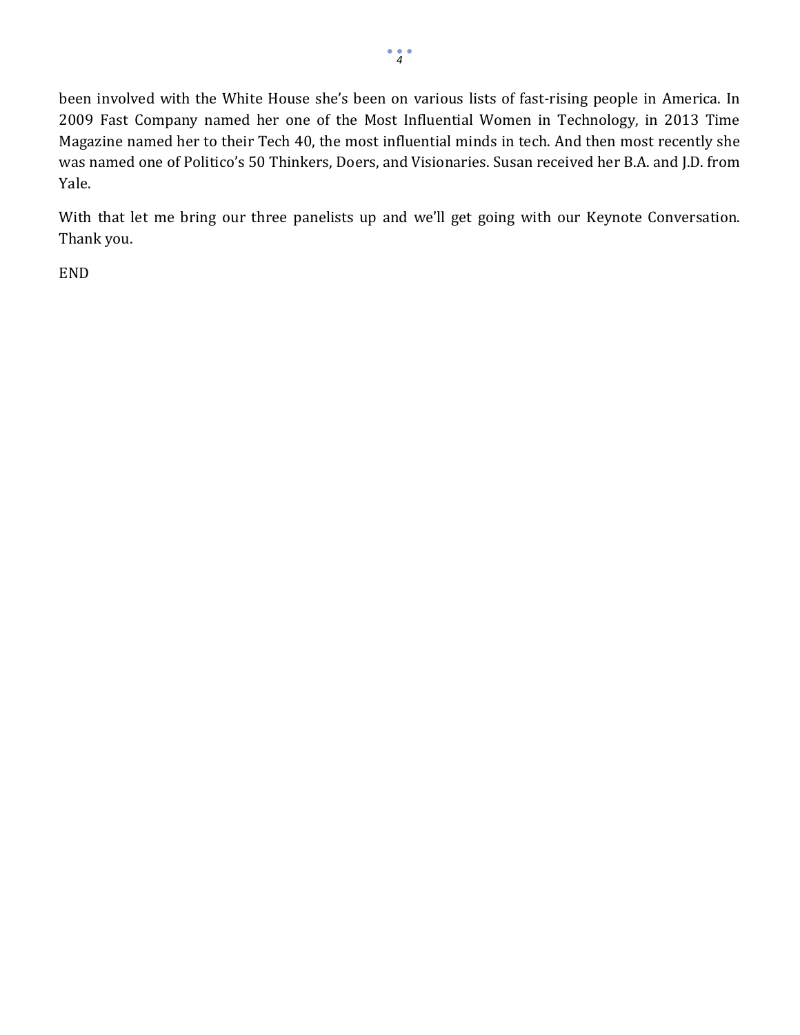been involved with the White House she's been on various lists of fast-rising people in America. In 2009 Fast Company named her one of the Most Influential Women in Technology, in 2013 Time Magazine named her to their Tech 40, the most influential minds in tech. And then most recently she was named one of Politico's 50 Thinkers, Doers, and Visionaries. Susan received her B.A. and J.D. from Yale.

With that let me bring our three panelists up and we'll get going with our Keynote Conversation. Thank you.

END